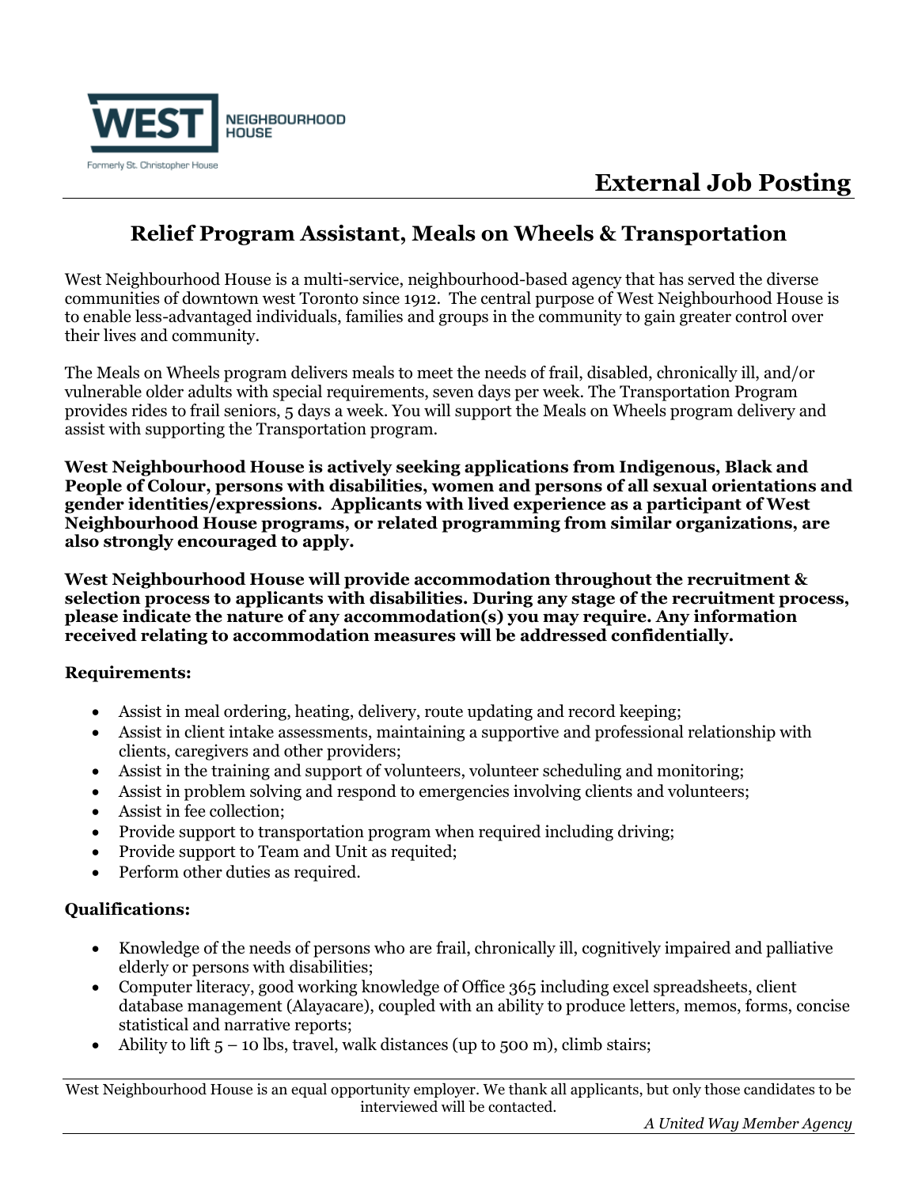WEST NEIGHBOURHOOD HOUSE

Formerly St. Christopher House

# External Job Posting

## Relief Program Assistant, Meals on Wheels & Transportation

West Neighbourhood House is a multi-service, neighbourhood-based agency that has served the diverse communities of downtown west Toronto since 1912. The central purpose of West Neighbourhood House is to enable less-advantaged individuals, families and groups in the community to gain greater control over their lives and community.

The Meals on Wheels program delivers meals to meet the needs of frail, disabled, chronically ill, and/or vulnerable older adults with special requirements, seven days per week. The Transportation Program provides rides to frail seniors, 5 days a week. You will support the Meals on Wheels program delivery and assist with supporting the Transportation program.

**West Neighbourhood House is actively seeking applications from Indigenous, Black and People of Colour, persons with disabilities, women and persons of all sexual orientations and gender identities/expressions. Applicants with lived experience as a participant of West Neighbourhood House programs, or related programming from similar organizations, are also strongly encouraged to apply.**

**West Neighbourhood House will provide accommodation throughout the recruitment & selection process to applicants with disabilities. During any stage of the recruitment process, please indicate the nature of any accommodation(s) you may require. Any information received relating to accommodation measures will be addressed confidentially.**

**Requirements:**

- Assist in meal ordering, heating, delivery, route updating and record keeping;
- Assist in client intake assessments, maintaining a supportive and professional relationship with clients, caregivers and other providers;
- Assist in the training and support of volunteers, volunteer scheduling and monitoring;
- Assist in problem solving and respond to emergencies involving clients and volunteers;
- Assist in fee collection;
- Provide support to transportation program when required including driving;
- Provide support to Team and Unit as requited;
- Perform other duties as required.

**Qualifications:**

- Knowledge of the needs of persons who are frail, chronically ill, cognitively impaired and palliative elderly or persons with disabilities;
- Computer literacy, good working knowledge of Office 365 including excel spreadsheets, client database management (Alayacare), coupled with an ability to produce letters, memos, forms, concise statistical and narrative reports;
- Ability to lift 5 – 10 lbs, travel, walk distances (up to 500 m), climb stairs;

West Neighbourhood House is an equal opportunity employer. We thank all applicants, but only those candidates to be interviewed will be contacted.

*A United Way Member Agency*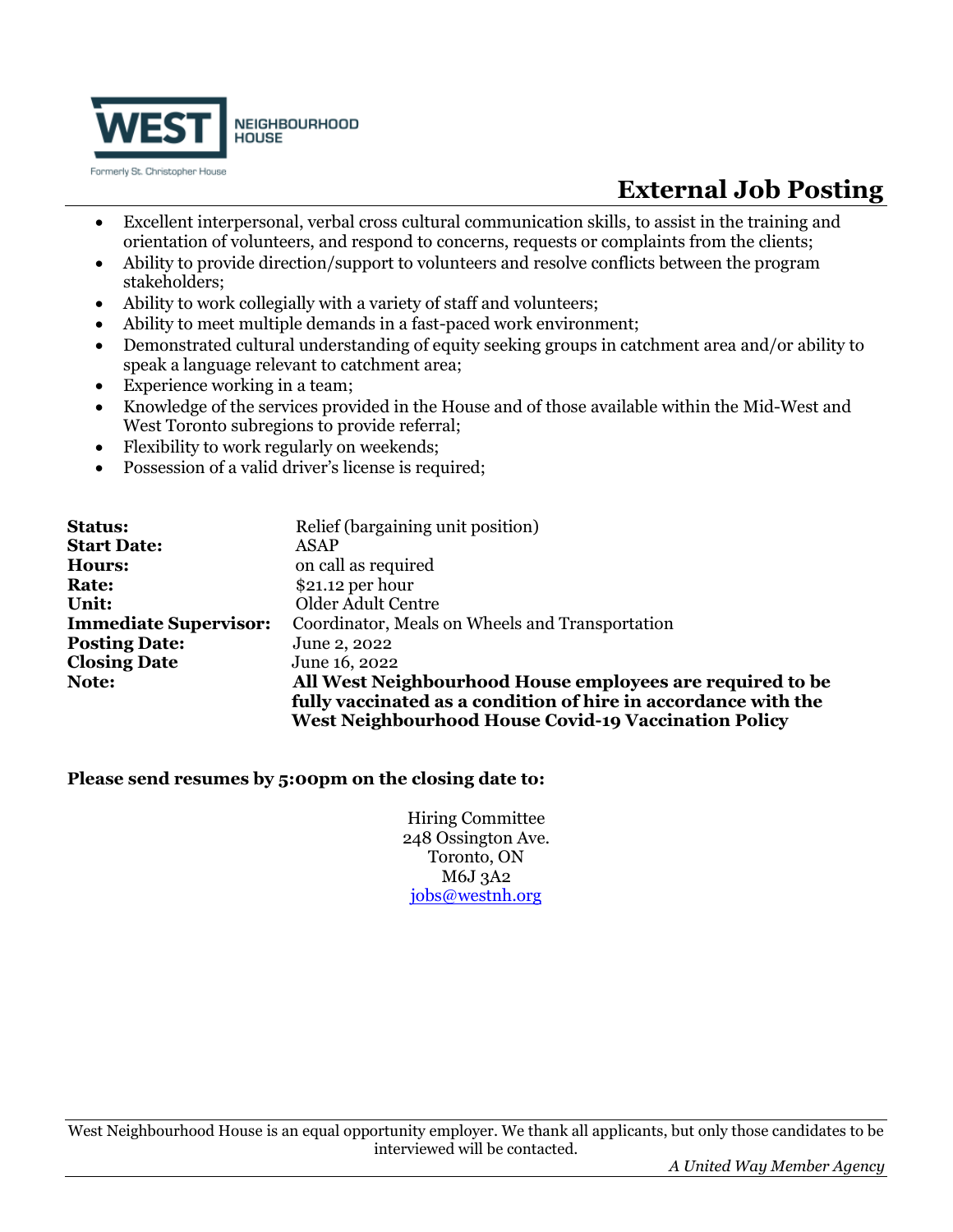# External Job Posting

- Excellent interpersonal, verbal cross cultural communication skills, to assist in the training and orientation of volunteers, and respond to concerns, requests or complaints from the clients;
- Ability to provide direction/support to volunteers and resolve conflicts between the program stakeholders;
- Ability to work collegially with a variety of staff and volunteers;
- Ability to meet multiple demands in a fast-paced work environment;
- Demonstrated cultural understanding of equity seeking groups in catchment area and/or ability to speak a language relevant to catchment area;
- Experience working in a team;
- Knowledge of the services provided in the House and of those available within the Mid-West and West Toronto subregions to provide referral;
- Flexibility to work regularly on weekends;
- Possession of a valid driver's license is required;

| | |
|---|---|
| **Status:** | Relief (bargaining unit position) |
| **Start Date:** | ASAP |
| **Hours:** | on call as required |
| **Rate:** | $21.12 per hour |
| **Unit:** | Older Adult Centre |
| **Immediate Supervisor:** | Coordinator, Meals on Wheels and Transportation |
| **Posting Date:** | June 2, 2022 |
| **Closing Date** | June 16, 2022 |
| **Note:** | **All West Neighbourhood House employees are required to be fully vaccinated as a condition of hire in accordance with the West Neighbourhood House Covid-19 Vaccination Policy** |

**Please send resumes by 5:00pm on the closing date to:**

Hiring Committee
248 Ossington Ave.
Toronto, ON
M6J 3A2
jobs@westnh.org

West Neighbourhood House is an equal opportunity employer. We thank all applicants, but only those candidates to be interviewed will be contacted.

*A United Way Member Agency*